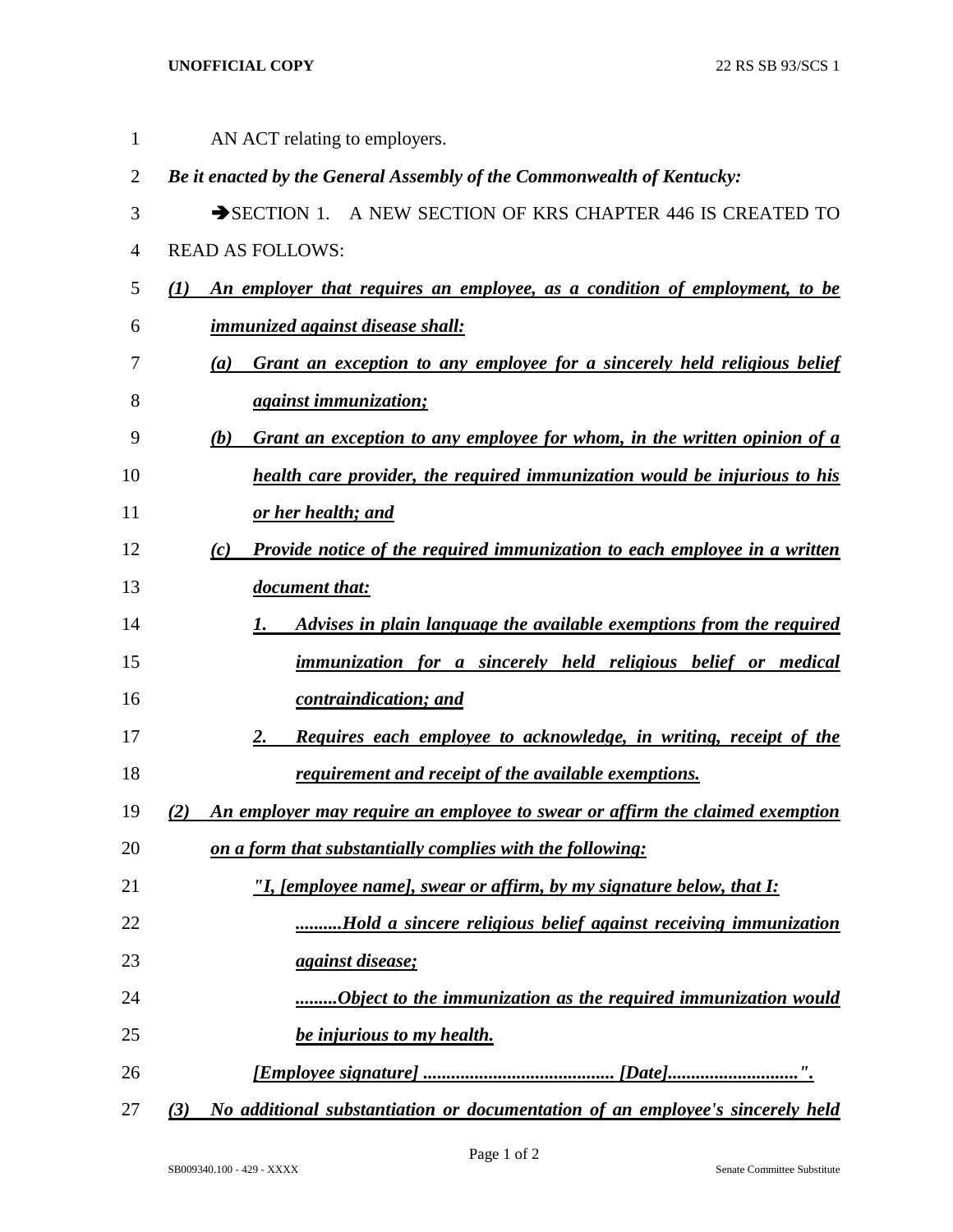AN ACT relating to employers.

***Be it enacted by the General Assembly of the Commonwealth of Kentucky:***

➔SECTION 1. A NEW SECTION OF KRS CHAPTER 446 IS CREATED TO READ AS FOLLOWS:

***(1) An employer that requires an employee, as a condition of employment, to be immunized against disease shall:***

***(a) Grant an exception to any employee for a sincerely held religious belief against immunization;***

***(b) Grant an exception to any employee for whom, in the written opinion of a health care provider, the required immunization would be injurious to his or her health; and***

***(c) Provide notice of the required immunization to each employee in a written document that:***

***1. Advises in plain language the available exemptions from the required immunization for a sincerely held religious belief or medical contraindication; and***

***2. Requires each employee to acknowledge, in writing, receipt of the requirement and receipt of the available exemptions.***

***(2) An employer may require an employee to swear or affirm the claimed exemption on a form that substantially complies with the following:***

***"I, [employee name], swear or affirm, by my signature below, that I:***

***..........Hold a sincere religious belief against receiving immunization against disease;***

***.........Object to the immunization as the required immunization would be injurious to my health.***

***[Employee signature] ......................................... [Date]...........................".***

***(3) No additional substantiation or documentation of an employee's sincerely held***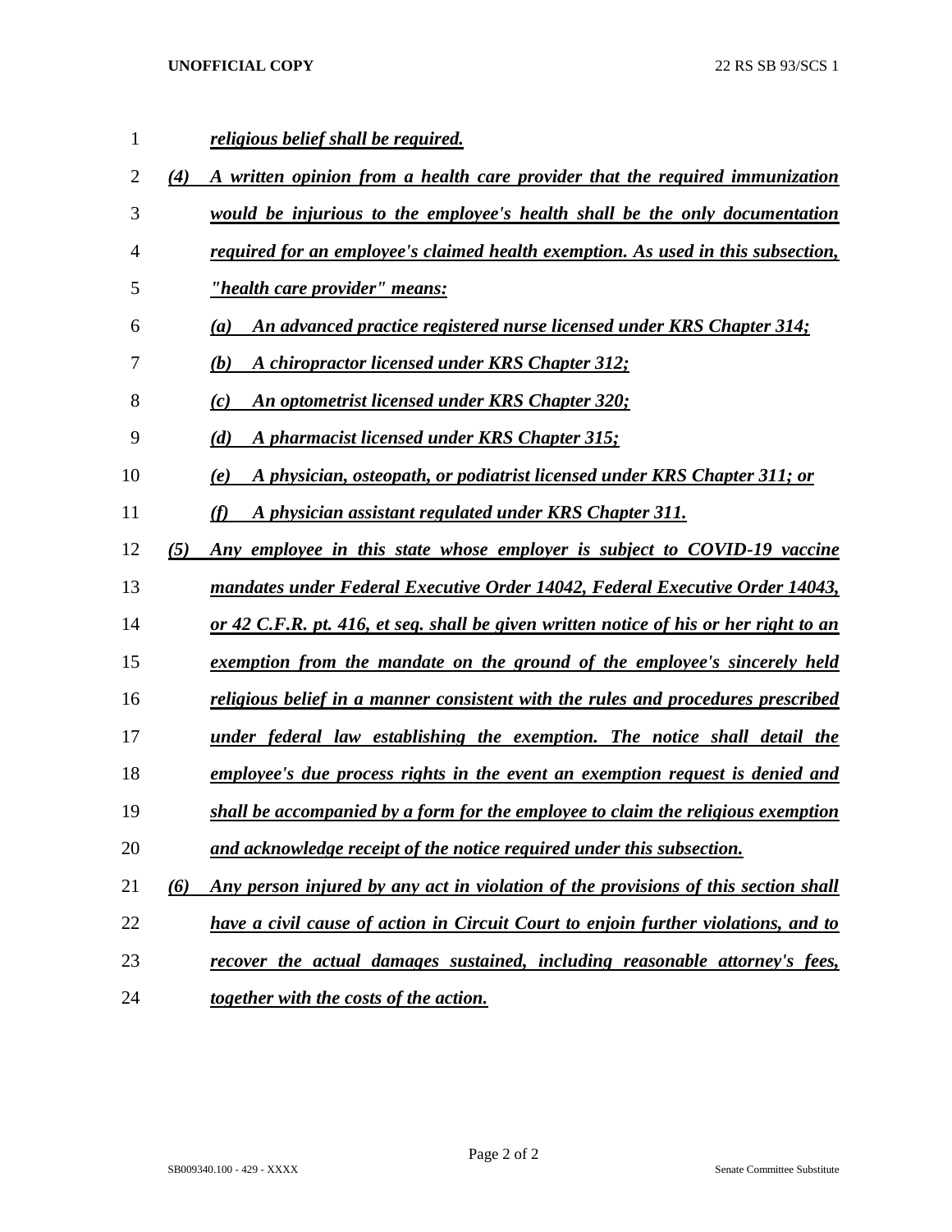*religious belief shall be required.*

*(4) A written opinion from a health care provider that the required immunization would be injurious to the employee's health shall be the only documentation required for an employee's claimed health exemption. As used in this subsection, "health care provider" means:*

*(a) An advanced practice registered nurse licensed under KRS Chapter 314;*

*(b) A chiropractor licensed under KRS Chapter 312;*

*(c) An optometrist licensed under KRS Chapter 320;*

*(d) A pharmacist licensed under KRS Chapter 315;*

*(e) A physician, osteopath, or podiatrist licensed under KRS Chapter 311; or*

*(f) A physician assistant regulated under KRS Chapter 311.*

*(5) Any employee in this state whose employer is subject to COVID-19 vaccine mandates under Federal Executive Order 14042, Federal Executive Order 14043, or 42 C.F.R. pt. 416, et seq. shall be given written notice of his or her right to an exemption from the mandate on the ground of the employee's sincerely held religious belief in a manner consistent with the rules and procedures prescribed under federal law establishing the exemption. The notice shall detail the employee's due process rights in the event an exemption request is denied and shall be accompanied by a form for the employee to claim the religious exemption and acknowledge receipt of the notice required under this subsection.*

*(6) Any person injured by any act in violation of the provisions of this section shall have a civil cause of action in Circuit Court to enjoin further violations, and to recover the actual damages sustained, including reasonable attorney's fees, together with the costs of the action.*